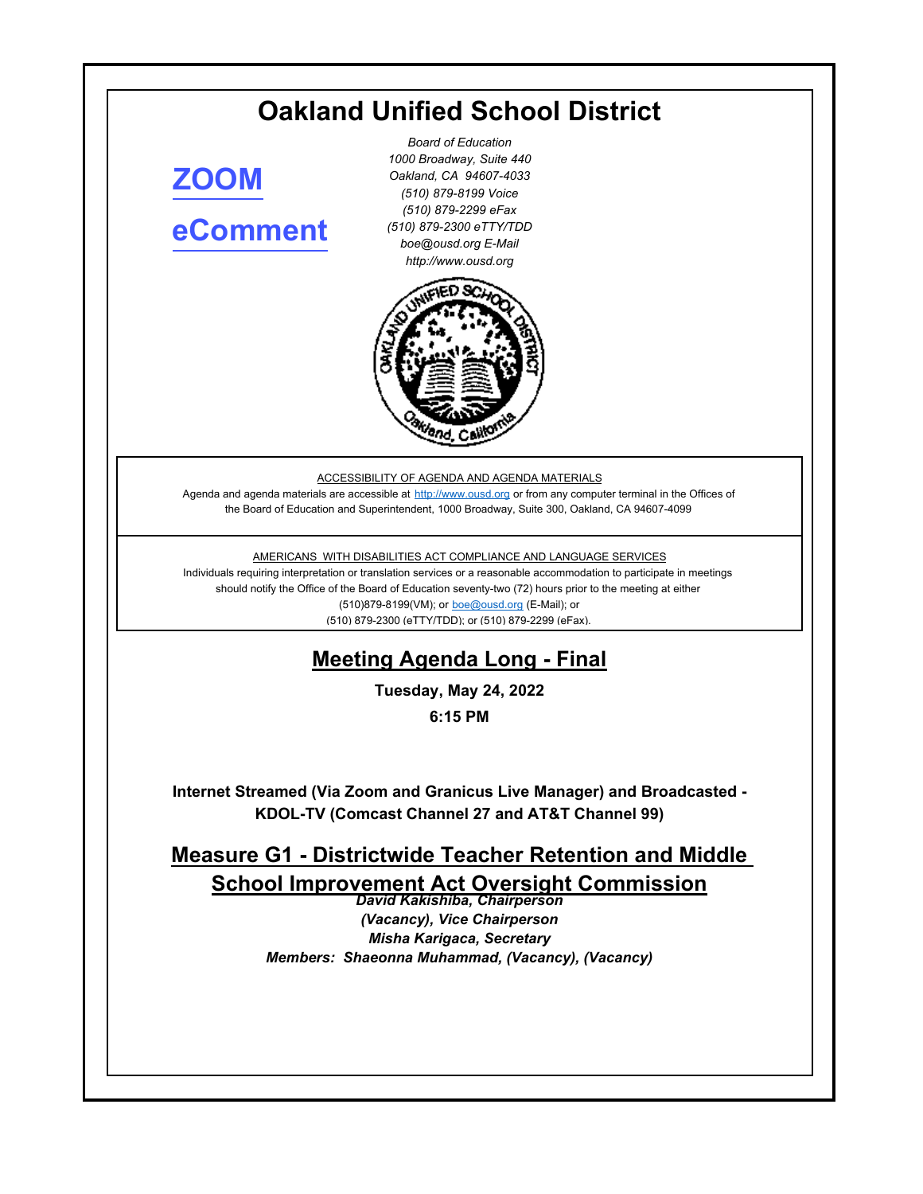# Oakland Unified School District

**ZOOM**

**eComment**

*Board of Education*
*1000 Broadway, Suite 440*
*Oakland, CA 94607-4033*
*(510) 879-8199 Voice*
*(510) 879-2299 eFax*
*(510) 879-2300 eTTY/TDD*
*boe@ousd.org E-Mail*
*http://www.ousd.org*

ACCESSIBILITY OF AGENDA AND AGENDA MATERIALS

Agenda and agenda materials are accessible at http://www.ousd.org or from any computer terminal in the Offices of the Board of Education and Superintendent, 1000 Broadway, Suite 300, Oakland, CA 94607-4099

AMERICANS WITH DISABILITIES ACT COMPLIANCE AND LANGUAGE SERVICES

Individuals requiring interpretation or translation services or a reasonable accommodation to participate in meetings should notify the Office of the Board of Education seventy-two (72) hours prior to the meeting at either (510)879-8199(VM); or boe@ousd.org (E-Mail); or (510) 879-2300 (eTTY/TDD); or (510) 879-2299 (eFax).

## Meeting Agenda Long - Final

**Tuesday, May 24, 2022**

**6:15 PM**

**Internet Streamed (Via Zoom and Granicus Live Manager) and Broadcasted - KDOL-TV (Comcast Channel 27 and AT&T Channel 99)**

## Measure G1 - Districtwide Teacher Retention and Middle School Improvement Act Oversight Commission

***David Kakishiba, Chairperson***
***(Vacancy), Vice Chairperson***
***Misha Karigaca, Secretary***
***Members: Shaeonna Muhammad, (Vacancy), (Vacancy)***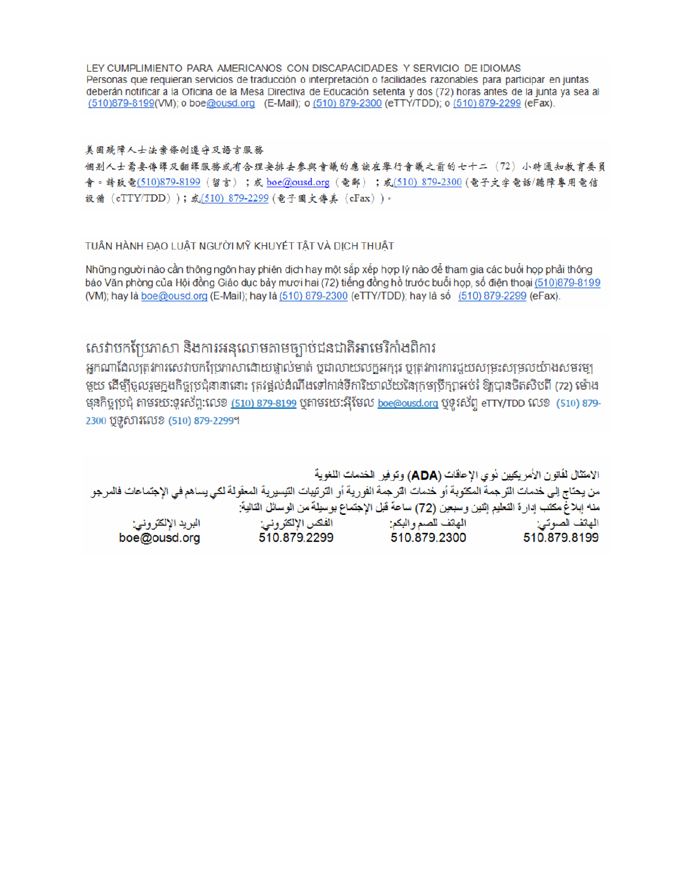LEY CUMPLIMIENTO PARA AMERICANOS CON DISCAPACIDADES Y SERVICIO DE IDIOMAS
Personas que requieran servicios de traducción o interpretación o facilidades razonables para participar en juntas deberán notificar a la Oficina de la Mesa Directiva de Educación setenta y dos (72) horas antes de la junta ya sea al (510)879-8199(VM); o boe@ousd.org (E-Mail); o (510) 879-2300 (eTTY/TDD); o (510) 879-2299 (eFax).

美國殘障人士法案條例遵守及語言服務
個別人士需要傳譯及翻譯服務或有合理安排去參與會議的應該在舉行會議之前的七十二（72）小時通知教育委員會。請致電(510)879-8199（留言）；或 boe@ousd.org（電郵）；或(510) 879-2300（電子文字電話/聽障專用電信設備（eTTY/TDD））；或(510) 879-2299（電子圖文傳真（eFax））。

TUÂN HÀNH ĐẠO LUẬT NGƯỜI MỸ KHUYẾT TẬT VÀ DỊCH THUẬT

Những người nào cần thông ngôn hay phiên dịch hay một sắp xếp hợp lý nào để tham gia các buổi họp phải thông báo Văn phòng của Hội đồng Giáo dục bảy mươi hai (72) tiếng đồng hồ trước buổi họp, số điện thoại (510)879-8199 (VM); hay là boe@ousd.org (E-Mail); hay là (510) 879-2300 (eTTY/TDD); hay là số (510) 879-2299 (eFax).

សេវាបកប្រែភាសា និងការអនុលោមតាមច្បាប់ជនជាតិអាមេរិកាំងពិការ
អ្នកណាដែលត្រូវការសេវាបកប្រែភាសាដោយផ្ទាល់មាត់ ឬជាលាយលក្ខអក្សរ ឬត្រូវការការជួយសម្រះសម្រួលយ៉ាងសមរម្យមួយ ដើម្បីចូលរួមក្នុងកិច្ចប្រជុំនានានោះ ត្រូវផ្តល់ដំណឹងទៅកាន់ទីការិយាល័យនៃក្រុមប្រឹក្សាអប់រំ ឱ្យបានចិតសិបពីរ (72) ម៉ោង មុនកិច្ចប្រជុំ តាមរយៈទូរស័ព្ទ:លេខ (510) 879-8199 ឬតាមរយៈអ៊ីមែល boe@ousd.org ឬទូរស័ព្ទ eTTY/TDD លេខ (510) 879-2300 ឬទូសារលេខ (510) 879-2299។

الامتثال لقانون الأمريكيين ذوي الإعاقات (ADA) وتوفير الخدمات اللغوية
من يحتاج إلى خدمات الترجمة المكتوبة أو خدمات الترجمة الفورية أو الترتيبات التيسيرية المعقولة لكي يساهم في الإجتماعات فالمرجو منه إبلاغ مكتب إدارة التعليم إثنين وسبعين (72) ساعة قبل الإجتماع بوسيلة من الوسائل التالية:

| الهاتف الصوتي: | الهاتف للصم والبكم: | الفكس الإلكتروني: | البريد الإلكتروني: |
|---|---|---|---|
| 510.879.8199 | 510.879.2300 | 510.879.2299 | boe@ousd.org |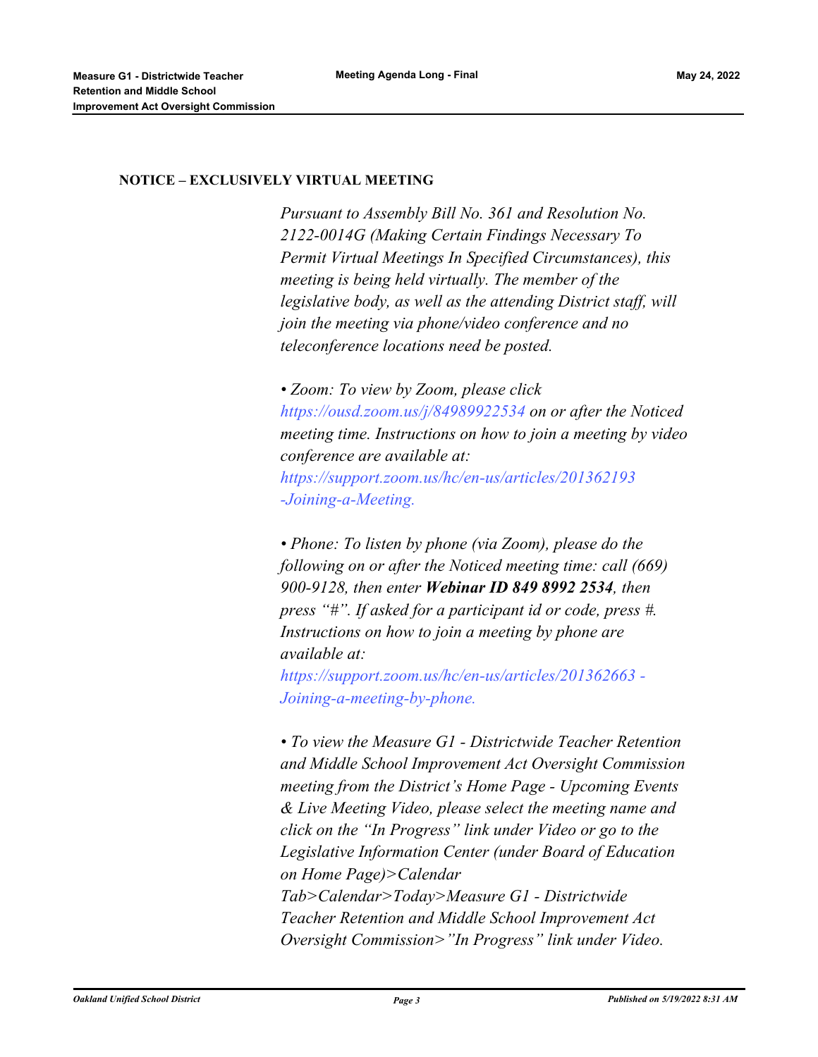**NOTICE – EXCLUSIVELY VIRTUAL MEETING**

*Pursuant to Assembly Bill No. 361 and Resolution No. 2122-0014G (Making Certain Findings Necessary To Permit Virtual Meetings In Specified Circumstances), this meeting is being held virtually. The member of the legislative body, as well as the attending District staff, will join the meeting via phone/video conference and no teleconference locations need be posted.*

*• Zoom: To view by Zoom, please click https://ousd.zoom.us/j/84989922534 on or after the Noticed meeting time. Instructions on how to join a meeting by video conference are available at: https://support.zoom.us/hc/en-us/articles/201362193 -Joining-a-Meeting.*

*• Phone: To listen by phone (via Zoom), please do the following on or after the Noticed meeting time: call (669) 900-9128, then enter* ***Webinar ID 849 8992 2534****, then press "#". If asked for a participant id or code, press #. Instructions on how to join a meeting by phone are available at: https://support.zoom.us/hc/en-us/articles/201362663 - Joining-a-meeting-by-phone.*

*• To view the Measure G1 - Districtwide Teacher Retention and Middle School Improvement Act Oversight Commission meeting from the District's Home Page - Upcoming Events & Live Meeting Video, please select the meeting name and click on the "In Progress" link under Video or go to the Legislative Information Center (under Board of Education on Home Page)>Calendar Tab>Calendar>Today>Measure G1 - Districtwide Teacher Retention and Middle School Improvement Act Oversight Commission>"In Progress" link under Video.*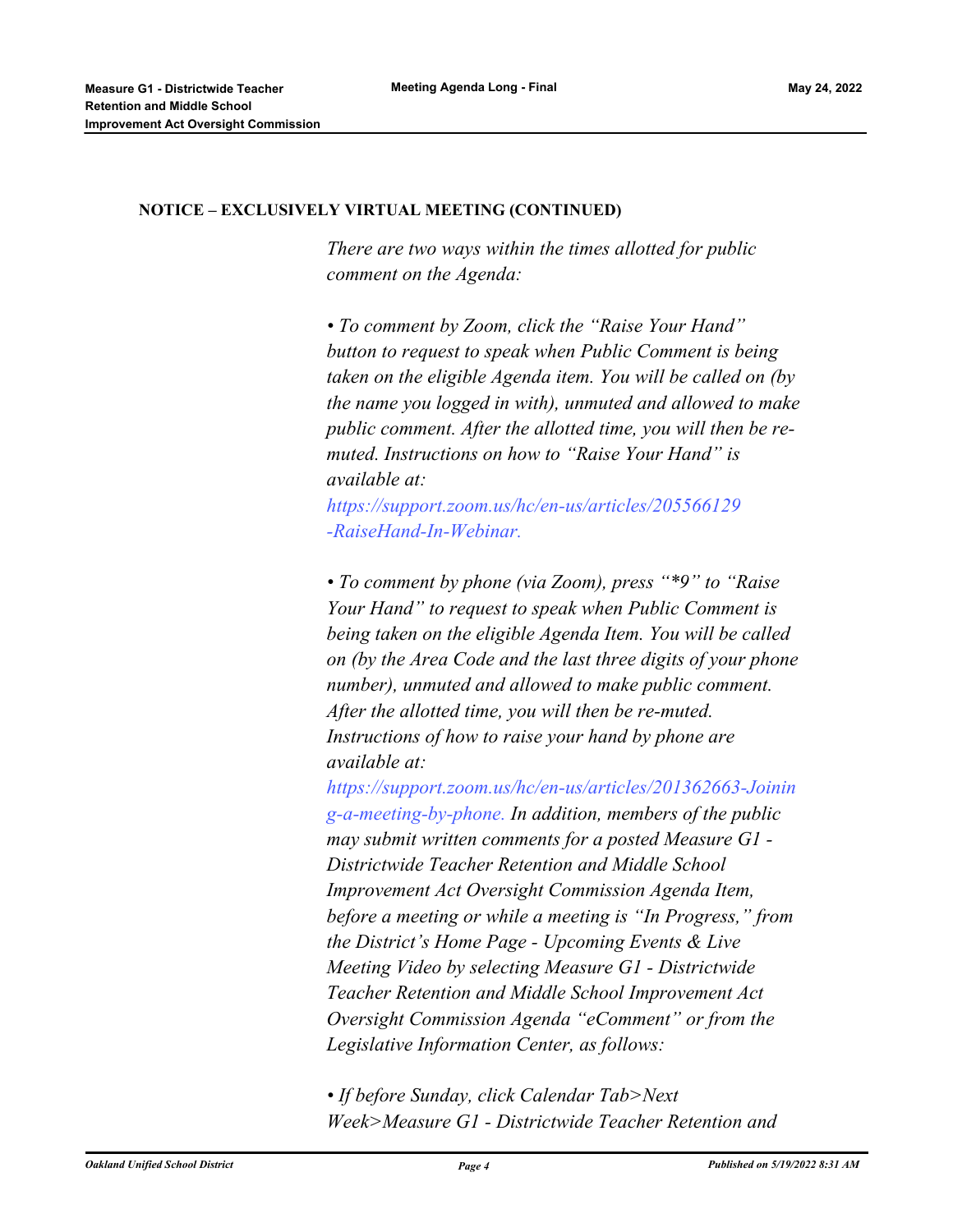**NOTICE – EXCLUSIVELY VIRTUAL MEETING (CONTINUED)**

*There are two ways within the times allotted for public comment on the Agenda:*

*• To comment by Zoom, click the "Raise Your Hand" button to request to speak when Public Comment is being taken on the eligible Agenda item. You will be called on (by the name you logged in with), unmuted and allowed to make public comment. After the allotted time, you will then be re-muted. Instructions on how to "Raise Your Hand" is available at: https://support.zoom.us/hc/en-us/articles/205566129-RaiseHand-In-Webinar.*

*• To comment by phone (via Zoom), press "*9" to "Raise Your Hand" to request to speak when Public Comment is being taken on the eligible Agenda Item. You will be called on (by the Area Code and the last three digits of your phone number), unmuted and allowed to make public comment. After the allotted time, you will then be re-muted. Instructions of how to raise your hand by phone are available at: https://support.zoom.us/hc/en-us/articles/201362663-Joining-a-meeting-by-phone. In addition, members of the public may submit written comments for a posted Measure G1 - Districtwide Teacher Retention and Middle School Improvement Act Oversight Commission Agenda Item, before a meeting or while a meeting is "In Progress," from the District's Home Page - Upcoming Events & Live Meeting Video by selecting Measure G1 - Districtwide Teacher Retention and Middle School Improvement Act Oversight Commission Agenda "eComment" or from the Legislative Information Center, as follows:*

*• If before Sunday, click Calendar Tab>Next Week>Measure G1 - Districtwide Teacher Retention and*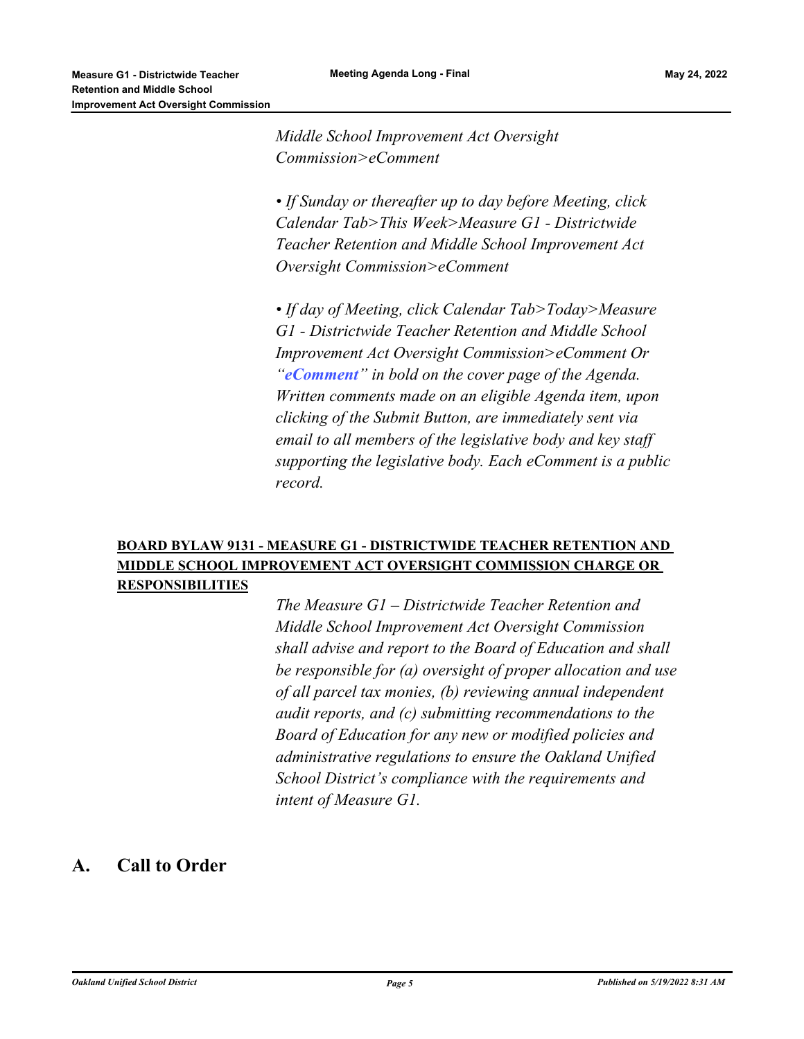*Middle School Improvement Act Oversight Commission>eComment*

*• If Sunday or thereafter up to day before Meeting, click Calendar Tab>This Week>Measure G1 - Districtwide Teacher Retention and Middle School Improvement Act Oversight Commission>eComment*

*• If day of Meeting, click Calendar Tab>Today>Measure G1 - Districtwide Teacher Retention and Middle School Improvement Act Oversight Commission>eComment Or "**eComment**" in bold on the cover page of the Agenda. Written comments made on an eligible Agenda item, upon clicking of the Submit Button, are immediately sent via email to all members of the legislative body and key staff supporting the legislative body. Each eComment is a public record.*

**BOARD BYLAW 9131 - MEASURE G1 - DISTRICTWIDE TEACHER RETENTION AND MIDDLE SCHOOL IMPROVEMENT ACT OVERSIGHT COMMISSION CHARGE OR RESPONSIBILITIES**

*The Measure G1 – Districtwide Teacher Retention and Middle School Improvement Act Oversight Commission shall advise and report to the Board of Education and shall be responsible for (a) oversight of proper allocation and use of all parcel tax monies, (b) reviewing annual independent audit reports, and (c) submitting recommendations to the Board of Education for any new or modified policies and administrative regulations to ensure the Oakland Unified School District's compliance with the requirements and intent of Measure G1.*

## A. Call to Order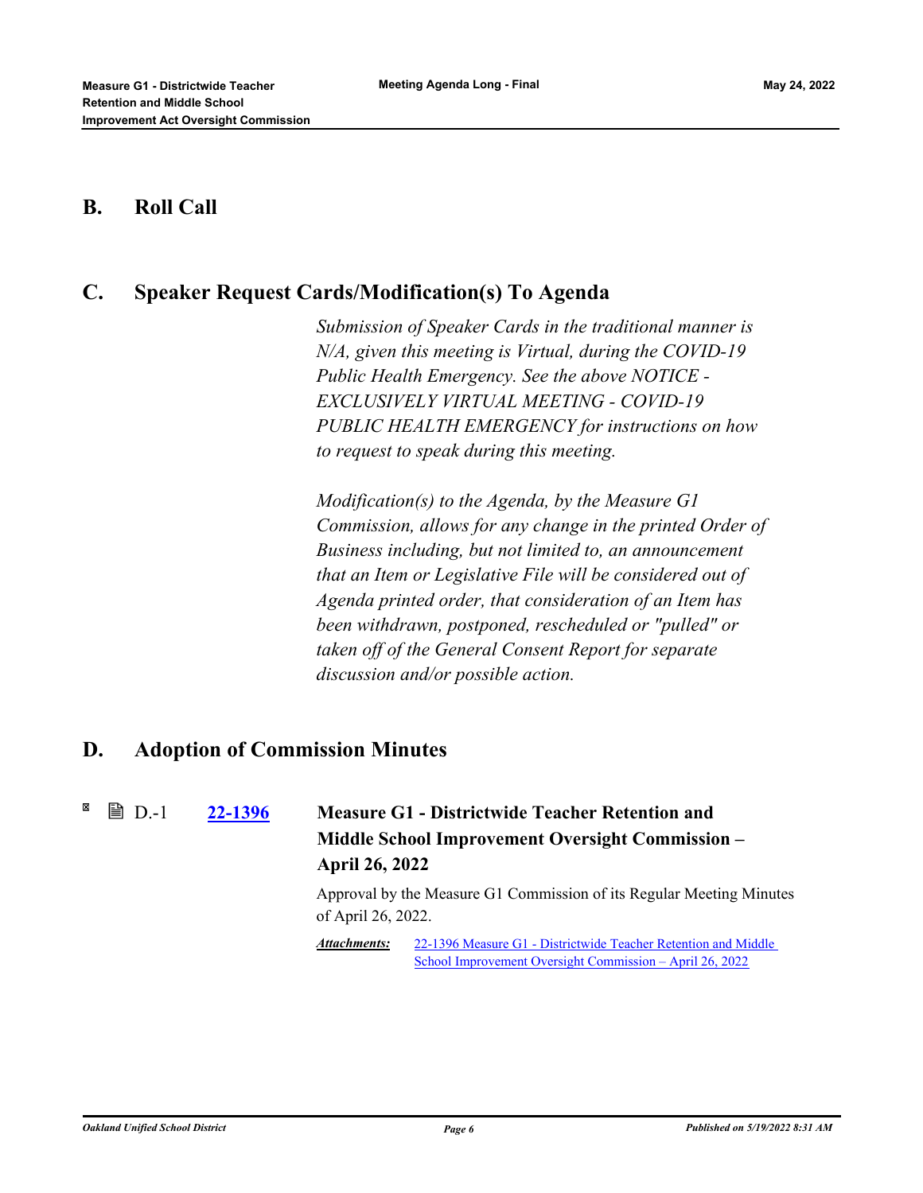## B. Roll Call

## C. Speaker Request Cards/Modification(s) To Agenda

*Submission of Speaker Cards in the traditional manner is N/A, given this meeting is Virtual, during the COVID-19 Public Health Emergency. See the above NOTICE - EXCLUSIVELY VIRTUAL MEETING - COVID-19 PUBLIC HEALTH EMERGENCY for instructions on how to request to speak during this meeting.*

*Modification(s) to the Agenda, by the Measure G1 Commission, allows for any change in the printed Order of Business including, but not limited to, an announcement that an Item or Legislative File will be considered out of Agenda printed order, that consideration of an Item has been withdrawn, postponed, rescheduled or "pulled" or taken off of the General Consent Report for separate discussion and/or possible action.*

## D. Adoption of Commission Minutes

D.-1 **22-1396** **Measure G1 - Districtwide Teacher Retention and Middle School Improvement Oversight Commission – April 26, 2022**

Approval by the Measure G1 Commission of its Regular Meeting Minutes of April 26, 2022.

***Attachments:*** 22-1396 Measure G1 - Districtwide Teacher Retention and Middle School Improvement Oversight Commission – April 26, 2022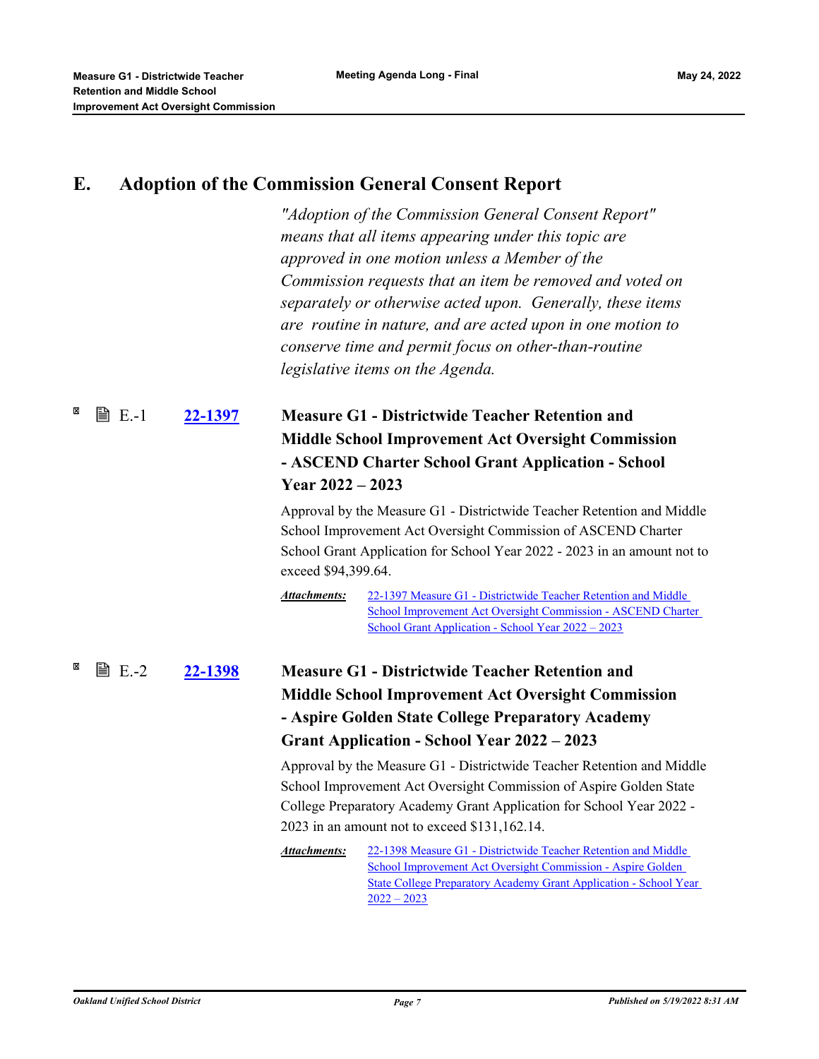## E. Adoption of the Commission General Consent Report

*"Adoption of the Commission General Consent Report" means that all items appearing under this topic are approved in one motion unless a Member of the Commission requests that an item be removed and voted on separately or otherwise acted upon. Generally, these items are routine in nature, and are acted upon in one motion to conserve time and permit focus on other-than-routine legislative items on the Agenda.*

E.-1 **22-1397** **Measure G1 - Districtwide Teacher Retention and Middle School Improvement Act Oversight Commission - ASCEND Charter School Grant Application - School Year 2022 – 2023**

Approval by the Measure G1 - Districtwide Teacher Retention and Middle School Improvement Act Oversight Commission of ASCEND Charter School Grant Application for School Year 2022 - 2023 in an amount not to exceed $94,399.64.

***Attachments:*** 22-1397 Measure G1 - Districtwide Teacher Retention and Middle School Improvement Act Oversight Commission - ASCEND Charter School Grant Application - School Year 2022 – 2023

E.-2 **22-1398** **Measure G1 - Districtwide Teacher Retention and Middle School Improvement Act Oversight Commission - Aspire Golden State College Preparatory Academy Grant Application - School Year 2022 – 2023**

Approval by the Measure G1 - Districtwide Teacher Retention and Middle School Improvement Act Oversight Commission of Aspire Golden State College Preparatory Academy Grant Application for School Year 2022 - 2023 in an amount not to exceed $131,162.14.

***Attachments:*** 22-1398 Measure G1 - Districtwide Teacher Retention and Middle School Improvement Act Oversight Commission - Aspire Golden State College Preparatory Academy Grant Application - School Year 2022 – 2023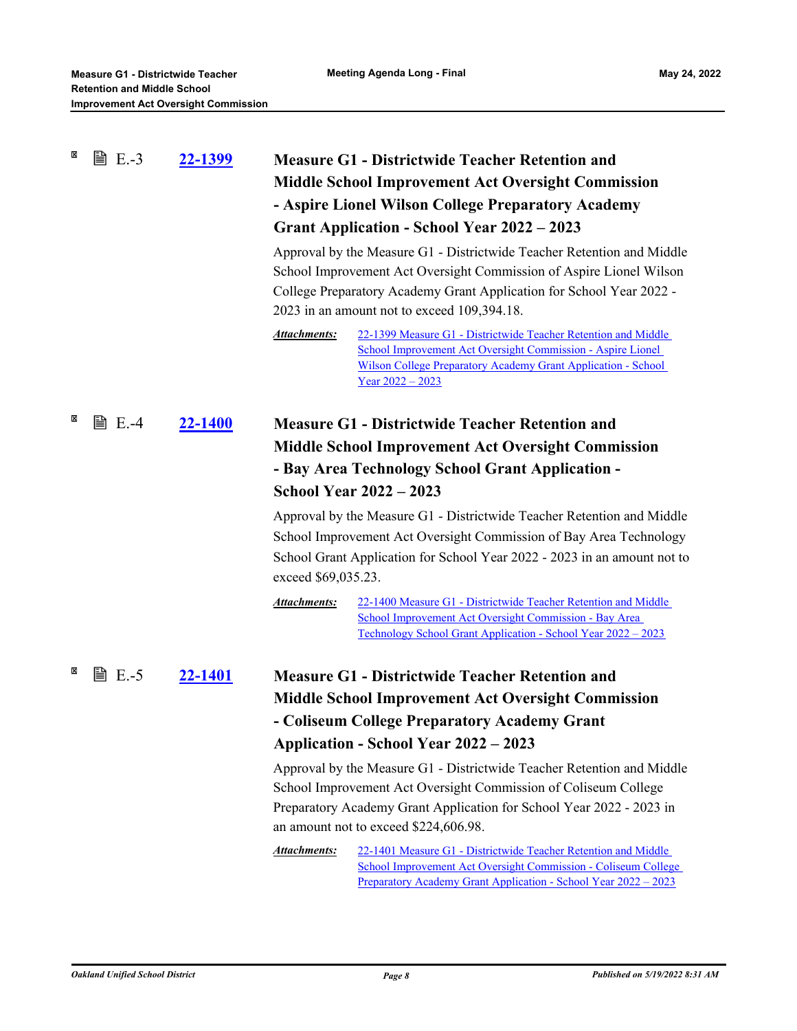E.-3 **22-1399**

### Measure G1 - Districtwide Teacher Retention and Middle School Improvement Act Oversight Commission - Aspire Lionel Wilson College Preparatory Academy Grant Application - School Year 2022 – 2023

Approval by the Measure G1 - Districtwide Teacher Retention and Middle School Improvement Act Oversight Commission of Aspire Lionel Wilson College Preparatory Academy Grant Application for School Year 2022 - 2023 in an amount not to exceed 109,394.18.

***Attachments:*** 22-1399 Measure G1 - Districtwide Teacher Retention and Middle School Improvement Act Oversight Commission - Aspire Lionel Wilson College Preparatory Academy Grant Application - School Year 2022 – 2023

E.-4 **22-1400**

### Measure G1 - Districtwide Teacher Retention and Middle School Improvement Act Oversight Commission - Bay Area Technology School Grant Application - School Year 2022 – 2023

Approval by the Measure G1 - Districtwide Teacher Retention and Middle School Improvement Act Oversight Commission of Bay Area Technology School Grant Application for School Year 2022 - 2023 in an amount not to exceed $69,035.23.

***Attachments:*** 22-1400 Measure G1 - Districtwide Teacher Retention and Middle School Improvement Act Oversight Commission - Bay Area Technology School Grant Application - School Year 2022 – 2023

E.-5 **22-1401**

### Measure G1 - Districtwide Teacher Retention and Middle School Improvement Act Oversight Commission - Coliseum College Preparatory Academy Grant Application - School Year 2022 – 2023

Approval by the Measure G1 - Districtwide Teacher Retention and Middle School Improvement Act Oversight Commission of Coliseum College Preparatory Academy Grant Application for School Year 2022 - 2023 in an amount not to exceed $224,606.98.

***Attachments:*** 22-1401 Measure G1 - Districtwide Teacher Retention and Middle School Improvement Act Oversight Commission - Coliseum College Preparatory Academy Grant Application - School Year 2022 – 2023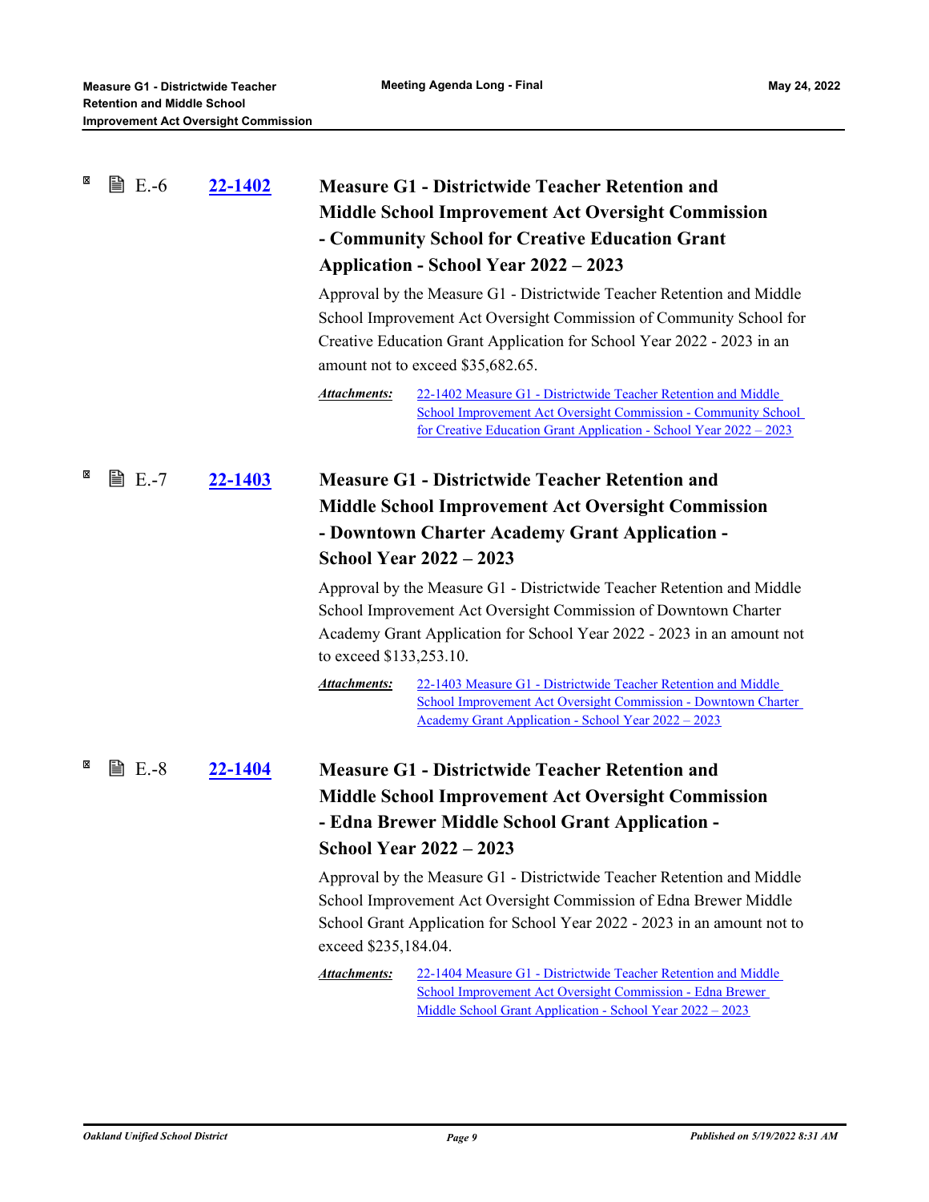E.-6 **22-1402** **Measure G1 - Districtwide Teacher Retention and Middle School Improvement Act Oversight Commission - Community School for Creative Education Grant Application - School Year 2022 – 2023**

Approval by the Measure G1 - Districtwide Teacher Retention and Middle School Improvement Act Oversight Commission of Community School for Creative Education Grant Application for School Year 2022 - 2023 in an amount not to exceed $35,682.65.

***Attachments:*** 22-1402 Measure G1 - Districtwide Teacher Retention and Middle School Improvement Act Oversight Commission - Community School for Creative Education Grant Application - School Year 2022 – 2023

E.-7 **22-1403** **Measure G1 - Districtwide Teacher Retention and Middle School Improvement Act Oversight Commission - Downtown Charter Academy Grant Application - School Year 2022 – 2023**

Approval by the Measure G1 - Districtwide Teacher Retention and Middle School Improvement Act Oversight Commission of Downtown Charter Academy Grant Application for School Year 2022 - 2023 in an amount not to exceed $133,253.10.

***Attachments:*** 22-1403 Measure G1 - Districtwide Teacher Retention and Middle School Improvement Act Oversight Commission - Downtown Charter Academy Grant Application - School Year 2022 – 2023

E.-8 **22-1404** **Measure G1 - Districtwide Teacher Retention and Middle School Improvement Act Oversight Commission - Edna Brewer Middle School Grant Application - School Year 2022 – 2023**

Approval by the Measure G1 - Districtwide Teacher Retention and Middle School Improvement Act Oversight Commission of Edna Brewer Middle School Grant Application for School Year 2022 - 2023 in an amount not to exceed $235,184.04.

***Attachments:*** 22-1404 Measure G1 - Districtwide Teacher Retention and Middle School Improvement Act Oversight Commission - Edna Brewer Middle School Grant Application - School Year 2022 – 2023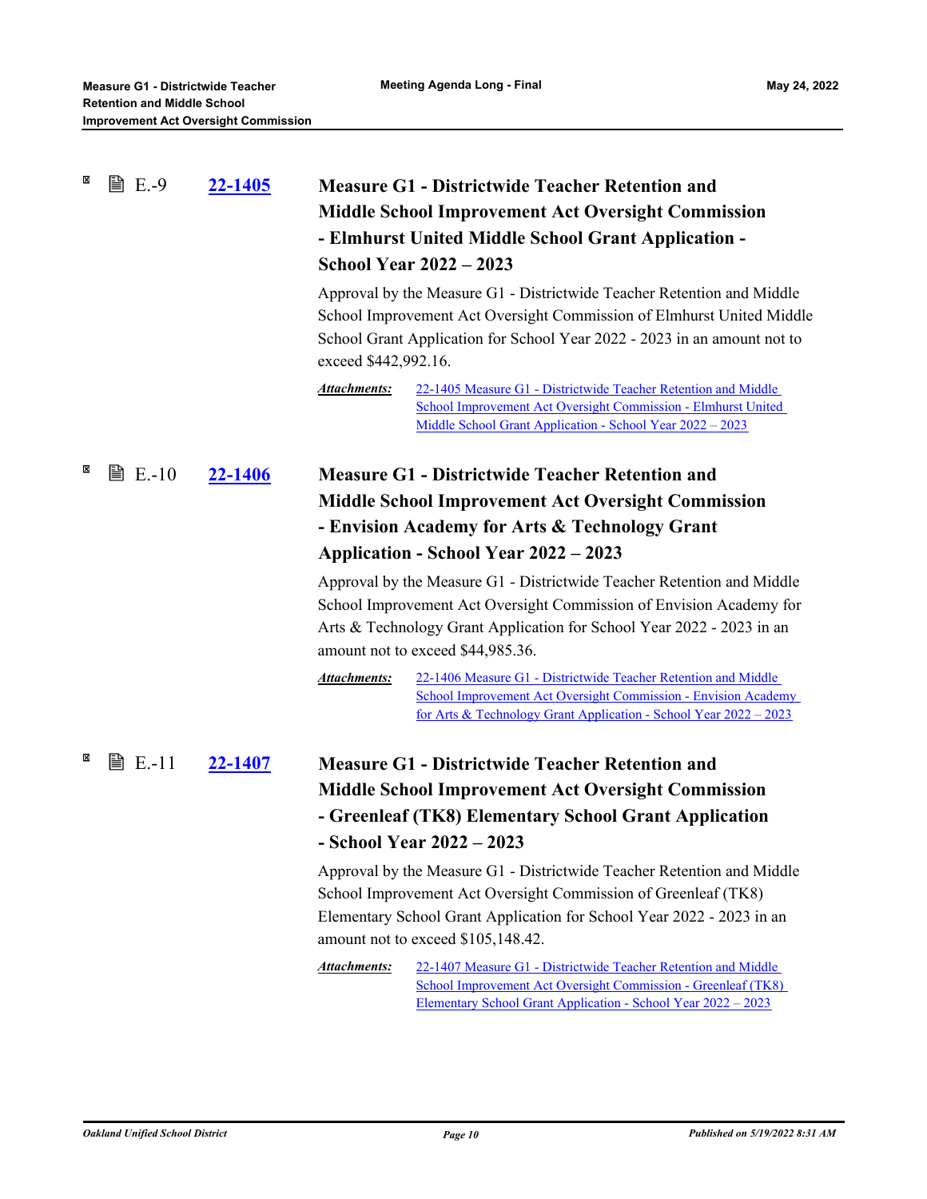E.-9 **22-1405**

### Measure G1 - Districtwide Teacher Retention and Middle School Improvement Act Oversight Commission - Elmhurst United Middle School Grant Application - School Year 2022 – 2023

Approval by the Measure G1 - Districtwide Teacher Retention and Middle School Improvement Act Oversight Commission of Elmhurst United Middle School Grant Application for School Year 2022 - 2023 in an amount not to exceed $442,992.16.

***Attachments:*** 22-1405 Measure G1 - Districtwide Teacher Retention and Middle School Improvement Act Oversight Commission - Elmhurst United Middle School Grant Application - School Year 2022 – 2023

E.-10 **22-1406**

### Measure G1 - Districtwide Teacher Retention and Middle School Improvement Act Oversight Commission - Envision Academy for Arts & Technology Grant Application - School Year 2022 – 2023

Approval by the Measure G1 - Districtwide Teacher Retention and Middle School Improvement Act Oversight Commission of Envision Academy for Arts & Technology Grant Application for School Year 2022 - 2023 in an amount not to exceed $44,985.36.

***Attachments:*** 22-1406 Measure G1 - Districtwide Teacher Retention and Middle School Improvement Act Oversight Commission - Envision Academy for Arts & Technology Grant Application - School Year 2022 – 2023

E.-11 **22-1407**

### Measure G1 - Districtwide Teacher Retention and Middle School Improvement Act Oversight Commission - Greenleaf (TK8) Elementary School Grant Application - School Year 2022 – 2023

Approval by the Measure G1 - Districtwide Teacher Retention and Middle School Improvement Act Oversight Commission of Greenleaf (TK8) Elementary School Grant Application for School Year 2022 - 2023 in an amount not to exceed $105,148.42.

***Attachments:*** 22-1407 Measure G1 - Districtwide Teacher Retention and Middle School Improvement Act Oversight Commission - Greenleaf (TK8) Elementary School Grant Application - School Year 2022 – 2023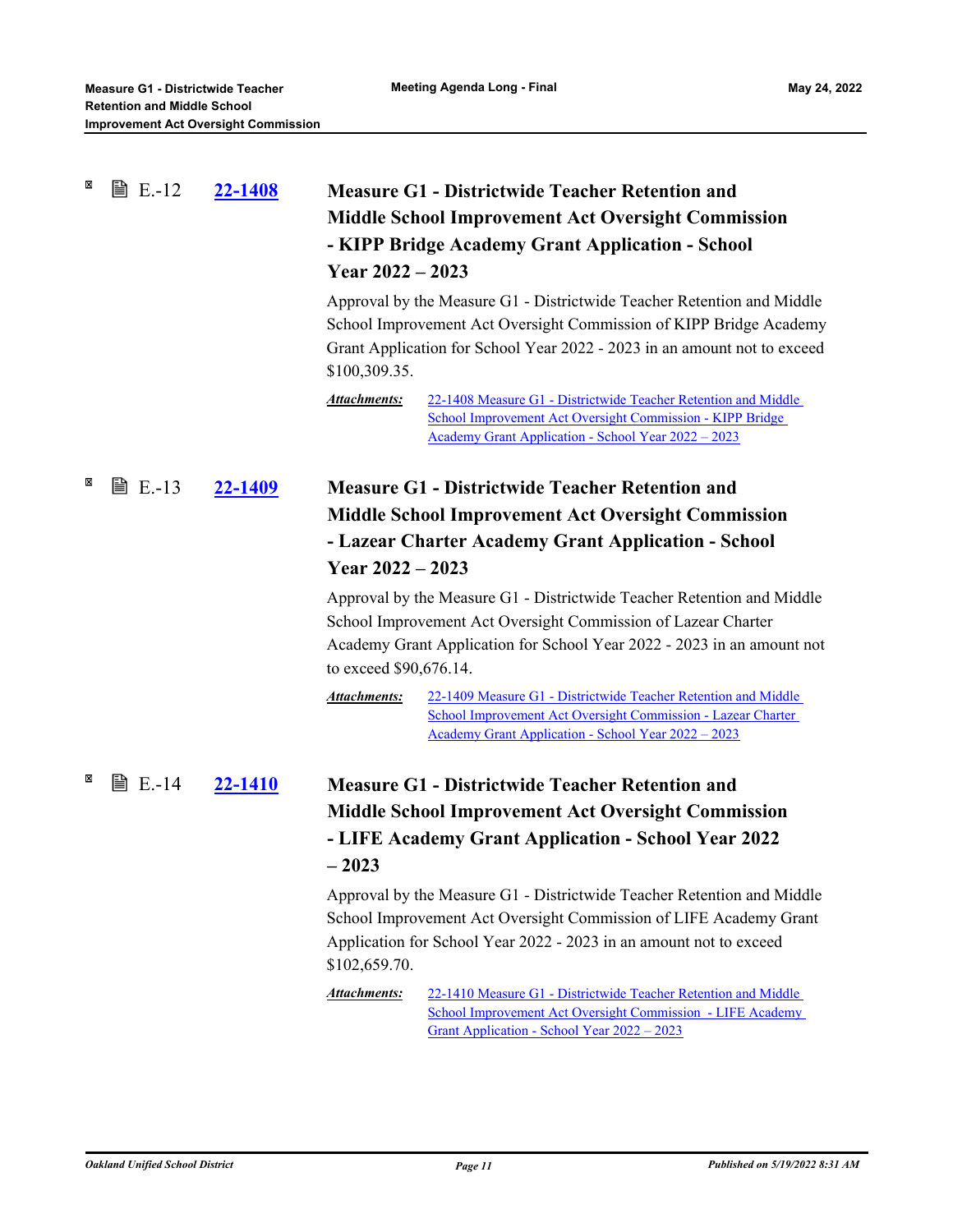E.-12 **22-1408**

### Measure G1 - Districtwide Teacher Retention and Middle School Improvement Act Oversight Commission - KIPP Bridge Academy Grant Application - School Year 2022 – 2023

Approval by the Measure G1 - Districtwide Teacher Retention and Middle School Improvement Act Oversight Commission of KIPP Bridge Academy Grant Application for School Year 2022 - 2023 in an amount not to exceed $100,309.35.

***Attachments:*** 22-1408 Measure G1 - Districtwide Teacher Retention and Middle School Improvement Act Oversight Commission - KIPP Bridge Academy Grant Application - School Year 2022 – 2023

E.-13 **22-1409**

### Measure G1 - Districtwide Teacher Retention and Middle School Improvement Act Oversight Commission - Lazear Charter Academy Grant Application - School Year 2022 – 2023

Approval by the Measure G1 - Districtwide Teacher Retention and Middle School Improvement Act Oversight Commission of Lazear Charter Academy Grant Application for School Year 2022 - 2023 in an amount not to exceed $90,676.14.

***Attachments:*** 22-1409 Measure G1 - Districtwide Teacher Retention and Middle School Improvement Act Oversight Commission - Lazear Charter Academy Grant Application - School Year 2022 – 2023

E.-14 **22-1410**

### Measure G1 - Districtwide Teacher Retention and Middle School Improvement Act Oversight Commission - LIFE Academy Grant Application - School Year 2022 – 2023

Approval by the Measure G1 - Districtwide Teacher Retention and Middle School Improvement Act Oversight Commission of LIFE Academy Grant Application for School Year 2022 - 2023 in an amount not to exceed $102,659.70.

***Attachments:*** 22-1410 Measure G1 - Districtwide Teacher Retention and Middle School Improvement Act Oversight Commission - LIFE Academy Grant Application - School Year 2022 – 2023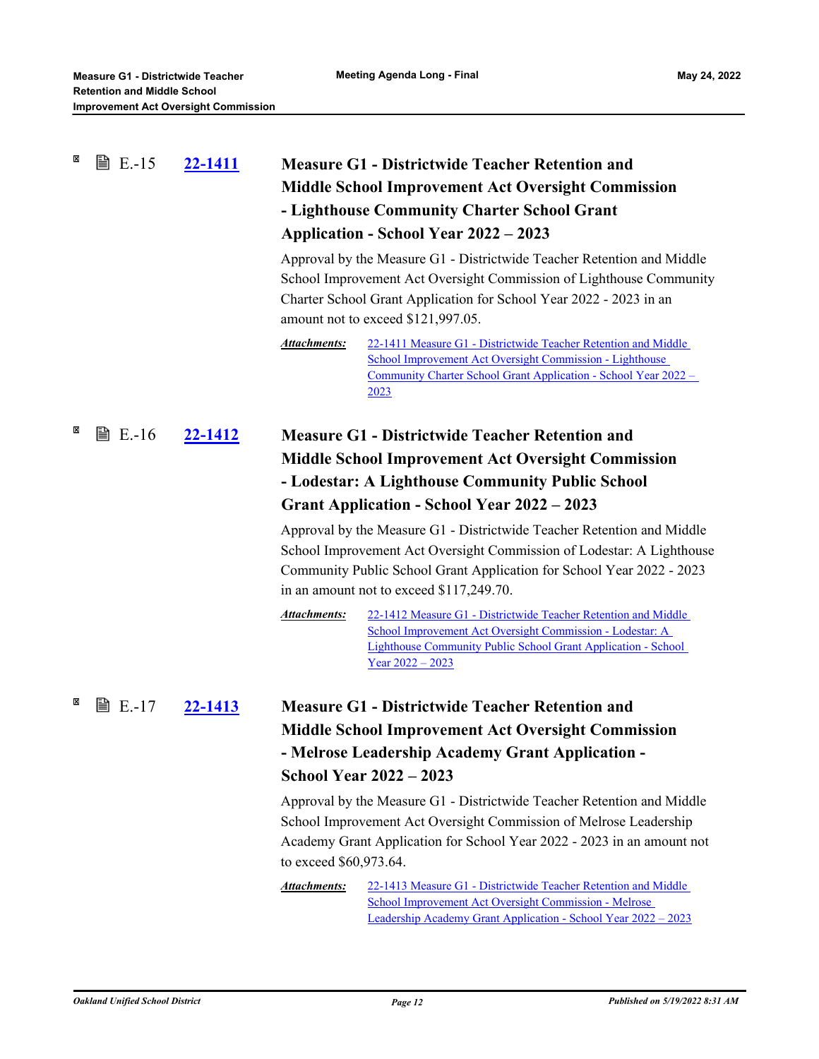E.-15 **22-1411**

### Measure G1 - Districtwide Teacher Retention and Middle School Improvement Act Oversight Commission - Lighthouse Community Charter School Grant Application - School Year 2022 – 2023

Approval by the Measure G1 - Districtwide Teacher Retention and Middle School Improvement Act Oversight Commission of Lighthouse Community Charter School Grant Application for School Year 2022 - 2023 in an amount not to exceed $121,997.05.

***Attachments:*** 22-1411 Measure G1 - Districtwide Teacher Retention and Middle School Improvement Act Oversight Commission - Lighthouse Community Charter School Grant Application - School Year 2022 – 2023

E.-16 **22-1412**

### Measure G1 - Districtwide Teacher Retention and Middle School Improvement Act Oversight Commission - Lodestar: A Lighthouse Community Public School Grant Application - School Year 2022 – 2023

Approval by the Measure G1 - Districtwide Teacher Retention and Middle School Improvement Act Oversight Commission of Lodestar: A Lighthouse Community Public School Grant Application for School Year 2022 - 2023 in an amount not to exceed $117,249.70.

***Attachments:*** 22-1412 Measure G1 - Districtwide Teacher Retention and Middle School Improvement Act Oversight Commission - Lodestar: A Lighthouse Community Public School Grant Application - School Year 2022 – 2023

E.-17 **22-1413**

### Measure G1 - Districtwide Teacher Retention and Middle School Improvement Act Oversight Commission - Melrose Leadership Academy Grant Application - School Year 2022 – 2023

Approval by the Measure G1 - Districtwide Teacher Retention and Middle School Improvement Act Oversight Commission of Melrose Leadership Academy Grant Application for School Year 2022 - 2023 in an amount not to exceed $60,973.64.

***Attachments:*** 22-1413 Measure G1 - Districtwide Teacher Retention and Middle School Improvement Act Oversight Commission - Melrose Leadership Academy Grant Application - School Year 2022 – 2023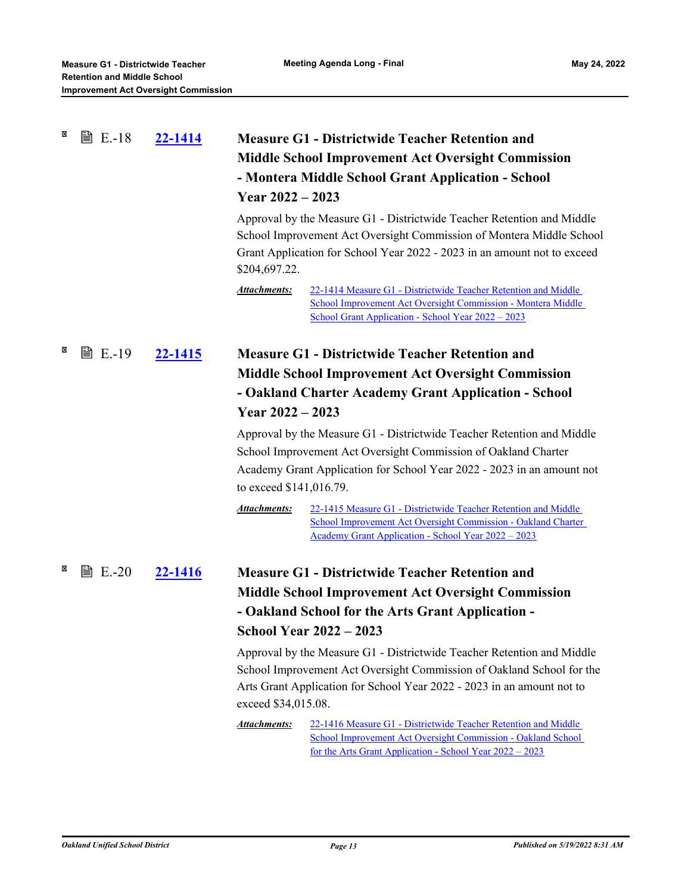E.-18 **22-1414**

### Measure G1 - Districtwide Teacher Retention and Middle School Improvement Act Oversight Commission - Montera Middle School Grant Application - School Year 2022 – 2023

Approval by the Measure G1 - Districtwide Teacher Retention and Middle School Improvement Act Oversight Commission of Montera Middle School Grant Application for School Year 2022 - 2023 in an amount not to exceed $204,697.22.

***Attachments:*** 22-1414 Measure G1 - Districtwide Teacher Retention and Middle School Improvement Act Oversight Commission - Montera Middle School Grant Application - School Year 2022 – 2023

E.-19 **22-1415**

### Measure G1 - Districtwide Teacher Retention and Middle School Improvement Act Oversight Commission - Oakland Charter Academy Grant Application - School Year 2022 – 2023

Approval by the Measure G1 - Districtwide Teacher Retention and Middle School Improvement Act Oversight Commission of Oakland Charter Academy Grant Application for School Year 2022 - 2023 in an amount not to exceed $141,016.79.

***Attachments:*** 22-1415 Measure G1 - Districtwide Teacher Retention and Middle School Improvement Act Oversight Commission - Oakland Charter Academy Grant Application - School Year 2022 – 2023

E.-20 **22-1416**

### Measure G1 - Districtwide Teacher Retention and Middle School Improvement Act Oversight Commission - Oakland School for the Arts Grant Application - School Year 2022 – 2023

Approval by the Measure G1 - Districtwide Teacher Retention and Middle School Improvement Act Oversight Commission of Oakland School for the Arts Grant Application for School Year 2022 - 2023 in an amount not to exceed $34,015.08.

***Attachments:*** 22-1416 Measure G1 - Districtwide Teacher Retention and Middle School Improvement Act Oversight Commission - Oakland School for the Arts Grant Application - School Year 2022 – 2023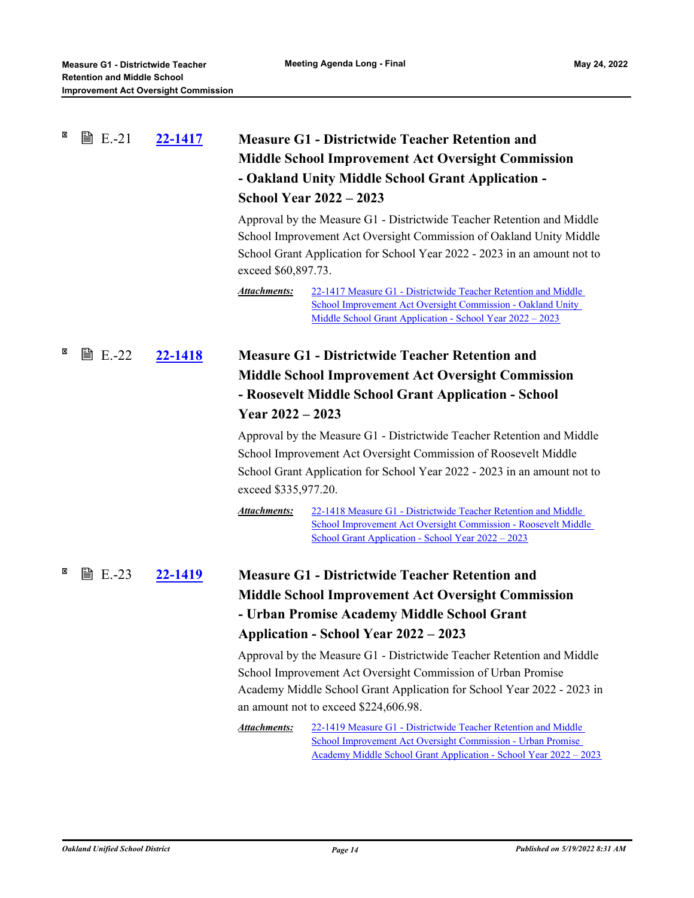E.-21 **22-1417**

### Measure G1 - Districtwide Teacher Retention and Middle School Improvement Act Oversight Commission - Oakland Unity Middle School Grant Application - School Year 2022 – 2023

Approval by the Measure G1 - Districtwide Teacher Retention and Middle School Improvement Act Oversight Commission of Oakland Unity Middle School Grant Application for School Year 2022 - 2023 in an amount not to exceed $60,897.73.

***Attachments:*** 22-1417 Measure G1 - Districtwide Teacher Retention and Middle School Improvement Act Oversight Commission - Oakland Unity Middle School Grant Application - School Year 2022 – 2023

E.-22 **22-1418**

### Measure G1 - Districtwide Teacher Retention and Middle School Improvement Act Oversight Commission - Roosevelt Middle School Grant Application - School Year 2022 – 2023

Approval by the Measure G1 - Districtwide Teacher Retention and Middle School Improvement Act Oversight Commission of Roosevelt Middle School Grant Application for School Year 2022 - 2023 in an amount not to exceed $335,977.20.

***Attachments:*** 22-1418 Measure G1 - Districtwide Teacher Retention and Middle School Improvement Act Oversight Commission - Roosevelt Middle School Grant Application - School Year 2022 – 2023

E.-23 **22-1419**

### Measure G1 - Districtwide Teacher Retention and Middle School Improvement Act Oversight Commission - Urban Promise Academy Middle School Grant Application - School Year 2022 – 2023

Approval by the Measure G1 - Districtwide Teacher Retention and Middle School Improvement Act Oversight Commission of Urban Promise Academy Middle School Grant Application for School Year 2022 - 2023 in an amount not to exceed $224,606.98.

***Attachments:*** 22-1419 Measure G1 - Districtwide Teacher Retention and Middle School Improvement Act Oversight Commission - Urban Promise Academy Middle School Grant Application - School Year 2022 – 2023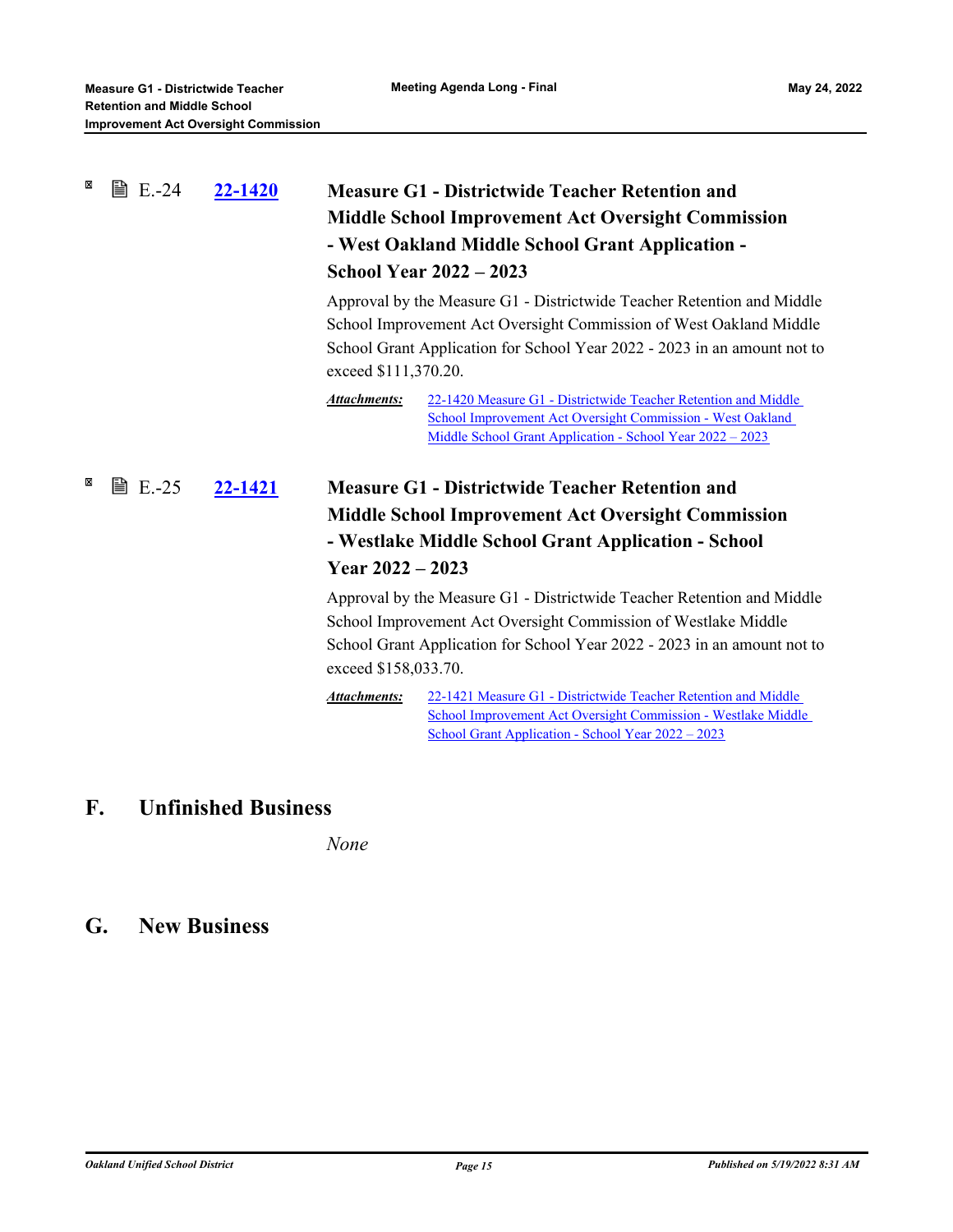E.-24 **22-1420**

### Measure G1 - Districtwide Teacher Retention and Middle School Improvement Act Oversight Commission - West Oakland Middle School Grant Application - School Year 2022 – 2023

Approval by the Measure G1 - Districtwide Teacher Retention and Middle School Improvement Act Oversight Commission of West Oakland Middle School Grant Application for School Year 2022 - 2023 in an amount not to exceed $111,370.20.

***Attachments:*** 22-1420 Measure G1 - Districtwide Teacher Retention and Middle School Improvement Act Oversight Commission - West Oakland Middle School Grant Application - School Year 2022 – 2023

E.-25 **22-1421**

### Measure G1 - Districtwide Teacher Retention and Middle School Improvement Act Oversight Commission - Westlake Middle School Grant Application - School Year 2022 – 2023

Approval by the Measure G1 - Districtwide Teacher Retention and Middle School Improvement Act Oversight Commission of Westlake Middle School Grant Application for School Year 2022 - 2023 in an amount not to exceed $158,033.70.

***Attachments:*** 22-1421 Measure G1 - Districtwide Teacher Retention and Middle School Improvement Act Oversight Commission - Westlake Middle School Grant Application - School Year 2022 – 2023

## F. Unfinished Business

*None*

## G. New Business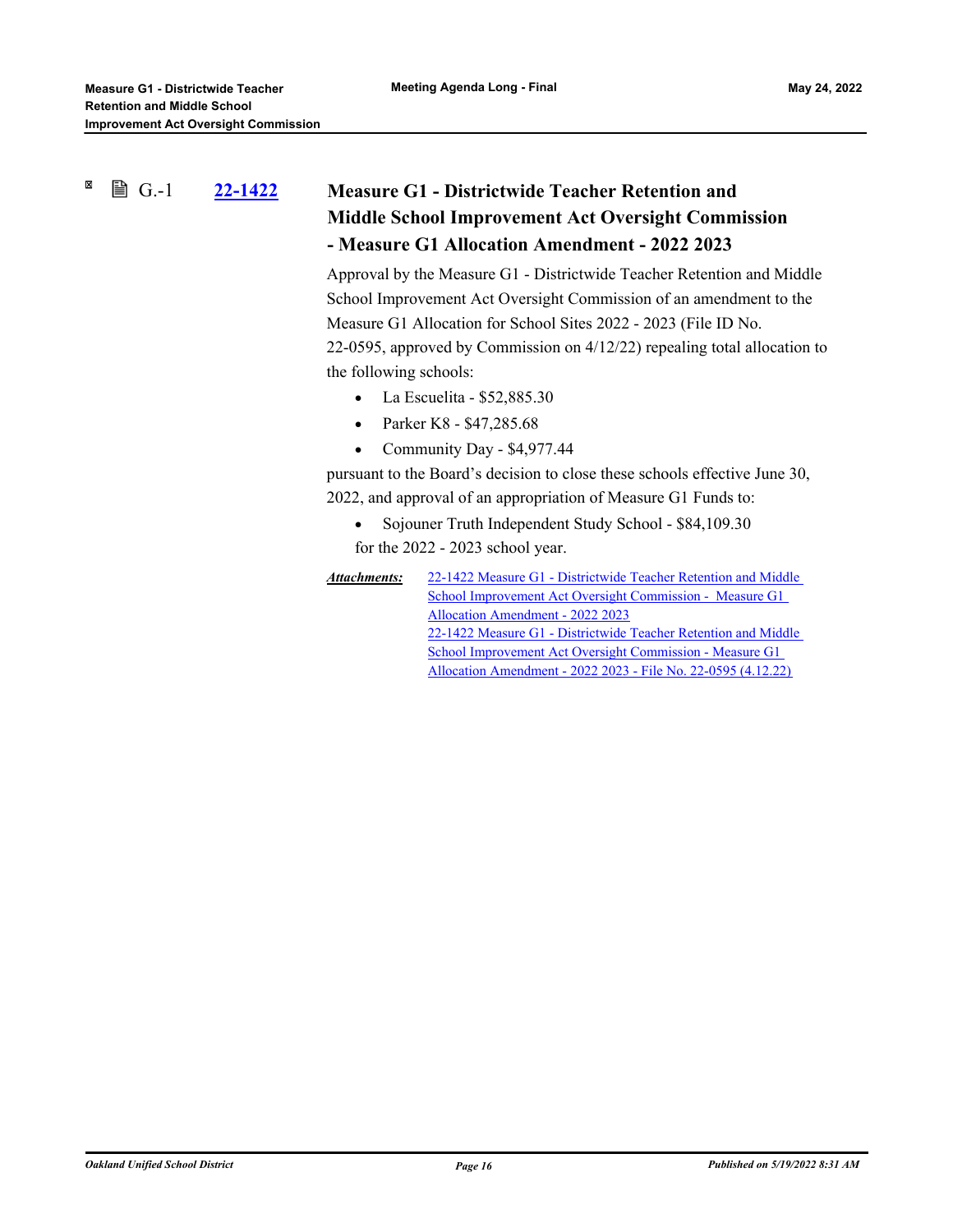G.-1 **22-1422**

### Measure G1 - Districtwide Teacher Retention and Middle School Improvement Act Oversight Commission - Measure G1 Allocation Amendment - 2022 2023

Approval by the Measure G1 - Districtwide Teacher Retention and Middle School Improvement Act Oversight Commission of an amendment to the Measure G1 Allocation for School Sites 2022 - 2023 (File ID No. 22-0595, approved by Commission on 4/12/22) repealing total allocation to the following schools:

- La Escuelita - $52,885.30
- Parker K8 - $47,285.68
- Community Day - $4,977.44

pursuant to the Board's decision to close these schools effective June 30, 2022, and approval of an appropriation of Measure G1 Funds to:

- Sojouner Truth Independent Study School - $84,109.30

for the 2022 - 2023 school year.

***Attachments:*** 22-1422 Measure G1 - Districtwide Teacher Retention and Middle School Improvement Act Oversight Commission - Measure G1 Allocation Amendment - 2022 2023
22-1422 Measure G1 - Districtwide Teacher Retention and Middle School Improvement Act Oversight Commission - Measure G1 Allocation Amendment - 2022 2023 - File No. 22-0595 (4.12.22)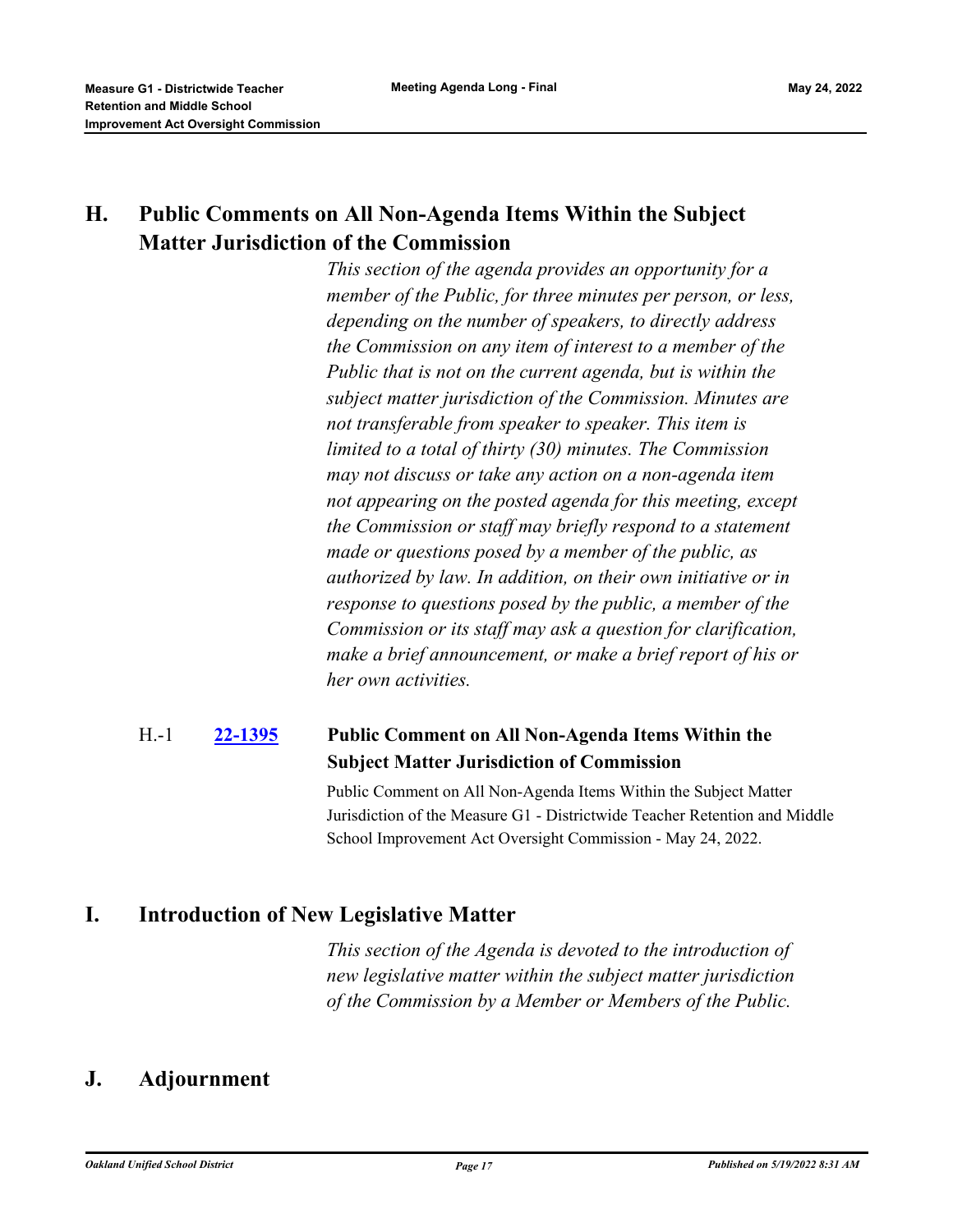## H. Public Comments on All Non-Agenda Items Within the Subject Matter Jurisdiction of the Commission

*This section of the agenda provides an opportunity for a member of the Public, for three minutes per person, or less, depending on the number of speakers, to directly address the Commission on any item of interest to a member of the Public that is not on the current agenda, but is within the subject matter jurisdiction of the Commission. Minutes are not transferable from speaker to speaker. This item is limited to a total of thirty (30) minutes. The Commission may not discuss or take any action on a non-agenda item not appearing on the posted agenda for this meeting, except the Commission or staff may briefly respond to a statement made or questions posed by a member of the public, as authorized by law. In addition, on their own initiative or in response to questions posed by the public, a member of the Commission or its staff may ask a question for clarification, make a brief announcement, or make a brief report of his or her own activities.*

H.-1 **22-1395** **Public Comment on All Non-Agenda Items Within the Subject Matter Jurisdiction of Commission**

Public Comment on All Non-Agenda Items Within the Subject Matter Jurisdiction of the Measure G1 - Districtwide Teacher Retention and Middle School Improvement Act Oversight Commission - May 24, 2022.

## I. Introduction of New Legislative Matter

*This section of the Agenda is devoted to the introduction of new legislative matter within the subject matter jurisdiction of the Commission by a Member or Members of the Public.*

## J. Adjournment